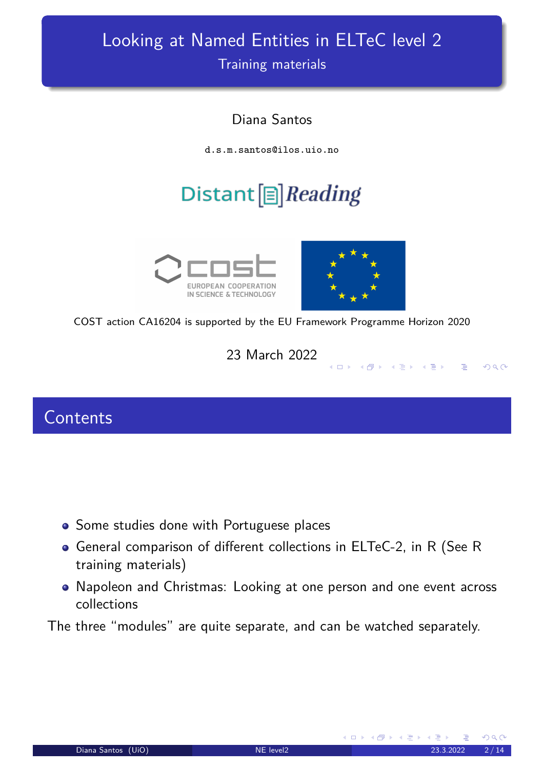# Looking at Named Entities in ELTeC level 2

## Training materials

Diana Santos

d.s.m.santos@ilos.uio.no

Distant Reading

COST action CA16204 is supported by the EU Framework Programme Horizon 2020

23 March 2022

## Contents

- Some studies done with Portuguese places
- General comparison of different collections in ELTeC-2, in R (See R training materials)
- Napoleon and Christmas: Looking at one person and one event across collections

The three "modules" are quite separate, and can be watched separately.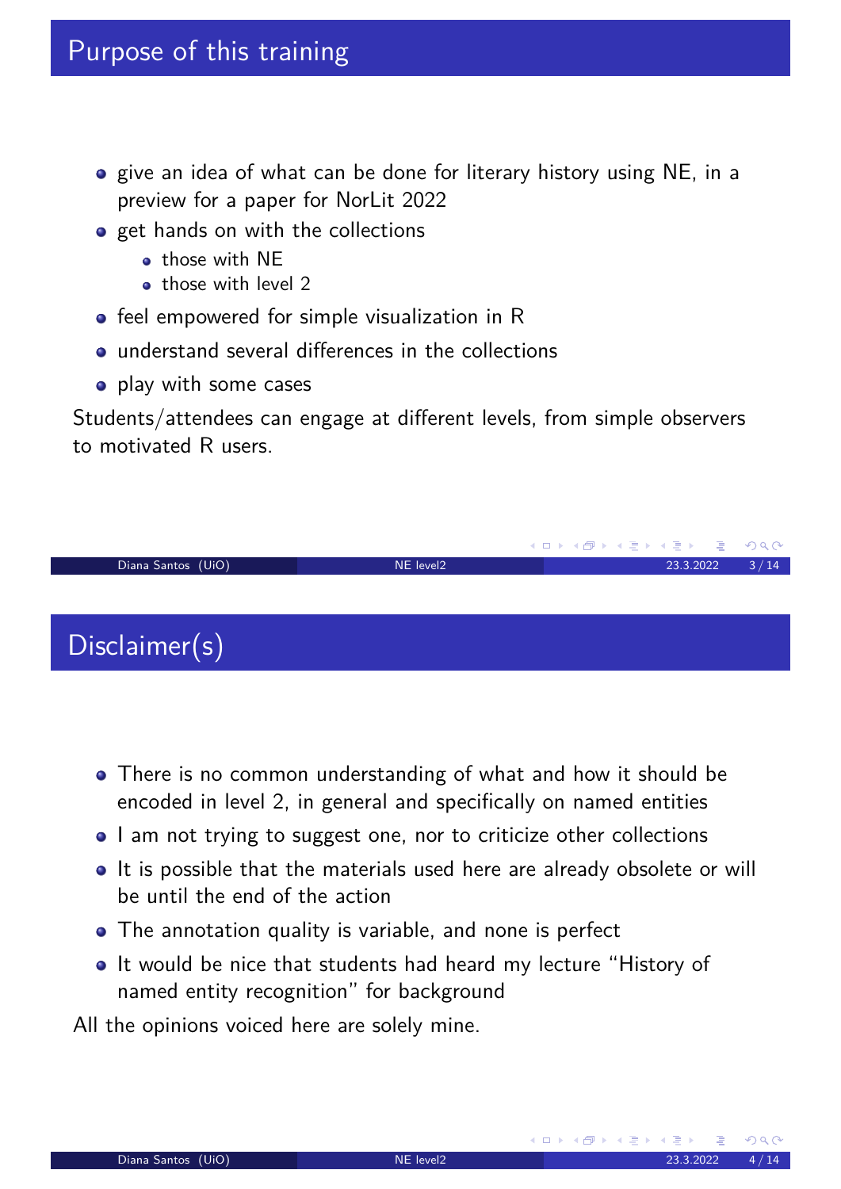# Purpose of this training

- give an idea of what can be done for literary history using NE, in a preview for a paper for NorLit 2022
- get hands on with the collections
  - those with NE
  - those with level 2
- feel empowered for simple visualization in R
- understand several differences in the collections
- play with some cases

Students/attendees can engage at different levels, from simple observers to motivated R users.

# Disclaimer(s)

- There is no common understanding of what and how it should be encoded in level 2, in general and specifically on named entities
- I am not trying to suggest one, nor to criticize other collections
- It is possible that the materials used here are already obsolete or will be until the end of the action
- The annotation quality is variable, and none is perfect
- It would be nice that students had heard my lecture "History of named entity recognition" for background

All the opinions voiced here are solely mine.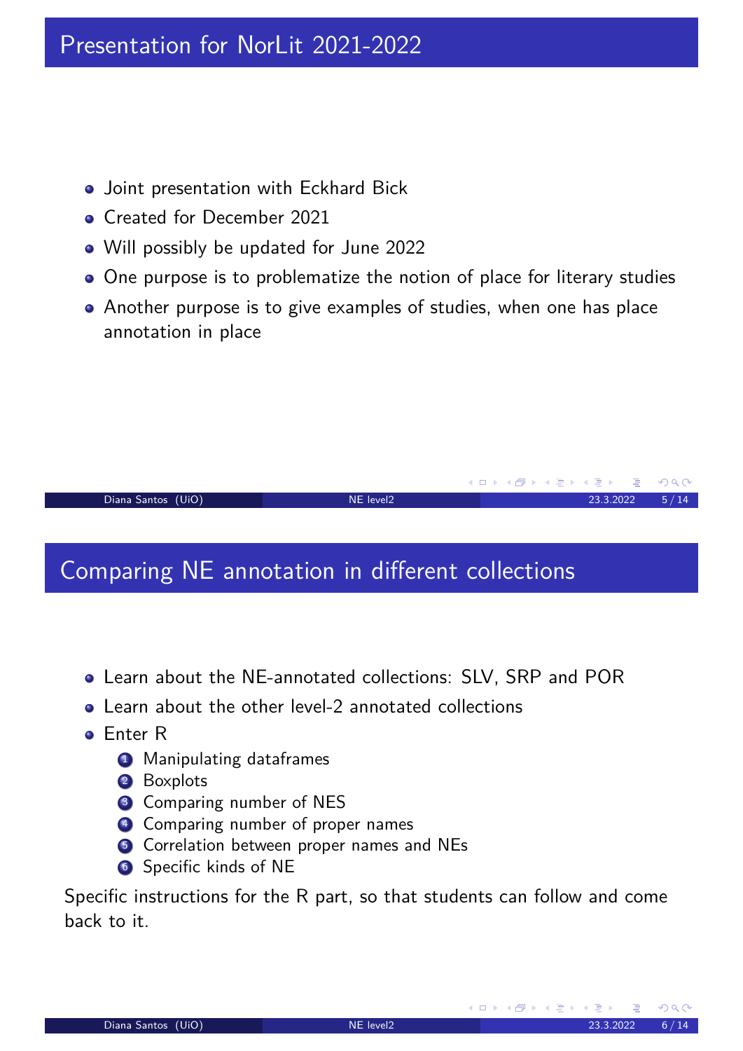## Presentation for NorLit 2021-2022

- Joint presentation with Eckhard Bick
- Created for December 2021
- Will possibly be updated for June 2022
- One purpose is to problematize the notion of place for literary studies
- Another purpose is to give examples of studies, when one has place annotation in place

## Comparing NE annotation in different collections

- Learn about the NE-annotated collections: SLV, SRP and POR
- Learn about the other level-2 annotated collections
- Enter R
  1. Manipulating dataframes
  2. Boxplots
  3. Comparing number of NES
  4. Comparing number of proper names
  5. Correlation between proper names and NEs
  6. Specific kinds of NE

Specific instructions for the R part, so that students can follow and come back to it.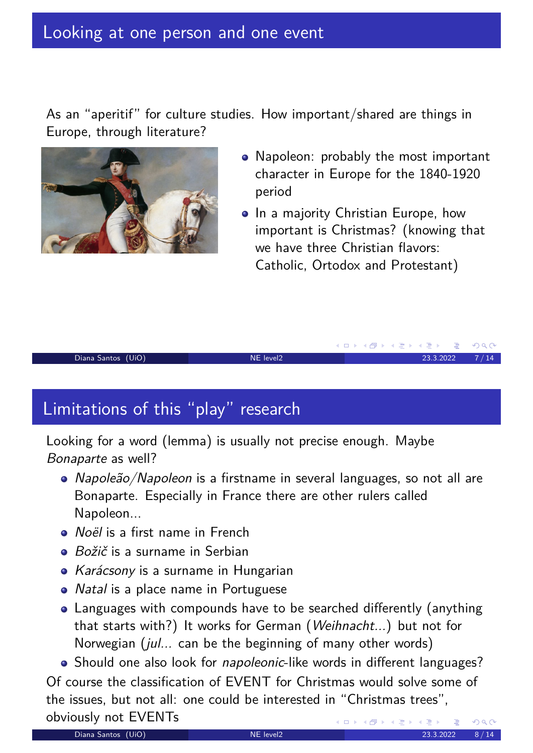## Looking at one person and one event

As an "aperitif" for culture studies. How important/shared are things in Europe, through literature?

- Napoleon: probably the most important character in Europe for the 1840-1920 period
- In a majority Christian Europe, how important is Christmas? (knowing that we have three Christian flavors: Catholic, Ortodox and Protestant)

## Limitations of this "play" research

Looking for a word (lemma) is usually not precise enough. Maybe *Bonaparte* as well?

- *Napoleão/Napoleon* is a firstname in several languages, so not all are Bonaparte. Especially in France there are other rulers called Napoleon...
- *Noël* is a first name in French
- *Božič* is a surname in Serbian
- *Karácsony* is a surname in Hungarian
- *Natal* is a place name in Portuguese
- Languages with compounds have to be searched differently (anything that starts with?) It works for German (*Weihnacht...*) but not for Norwegian (*jul...* can be the beginning of many other words)
- Should one also look for *napoleonic*-like words in different languages?

Of course the classification of EVENT for Christmas would solve some of the issues, but not all: one could be interested in "Christmas trees", obviously not EVENTs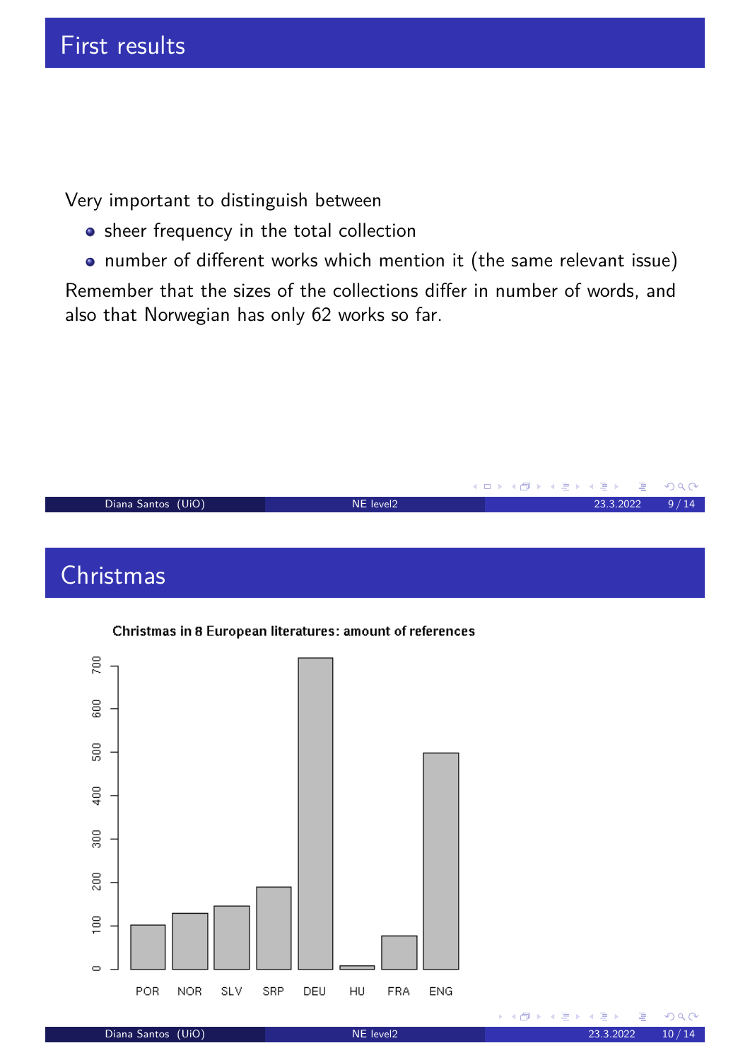## First results

Very important to distinguish between

- sheer frequency in the total collection
- number of different works which mention it (the same relevant issue)

Remember that the sizes of the collections differ in number of words, and also that Norwegian has only 62 works so far.

## Christmas

**Christmas in 8 European literatures: amount of references**

| Language | References (approx.) |
| --- | --- |
| POR | 100 |
| NOR | 130 |
| SLV | 145 |
| SRP | 190 |
| DEU | 720 |
| HU | 8 |
| FRA | 78 |
| ENG | 500 |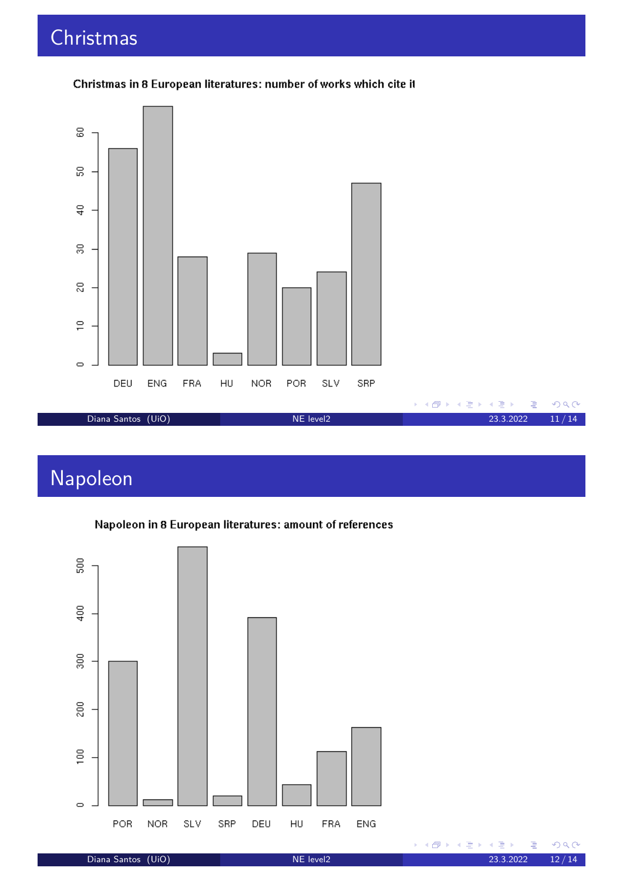# Christmas

Christmas in 8 European literatures: number of works which cite it

| Literature | Number of works (approx.) |
|---|---|
| DEU | 56 |
| ENG | 67 |
| FRA | 28 |
| HU | 3 |
| NOR | 29 |
| POR | 20 |
| SLV | 24 |
| SRP | 47 |

# Napoleon

Napoleon in 8 European literatures: amount of references

| Literature | Amount of references (approx.) |
|---|---|
| POR | 300 |
| NOR | 12 |
| SLV | 540 |
| SRP | 20 |
| DEU | 392 |
| HU | 44 |
| FRA | 112 |
| ENG | 162 |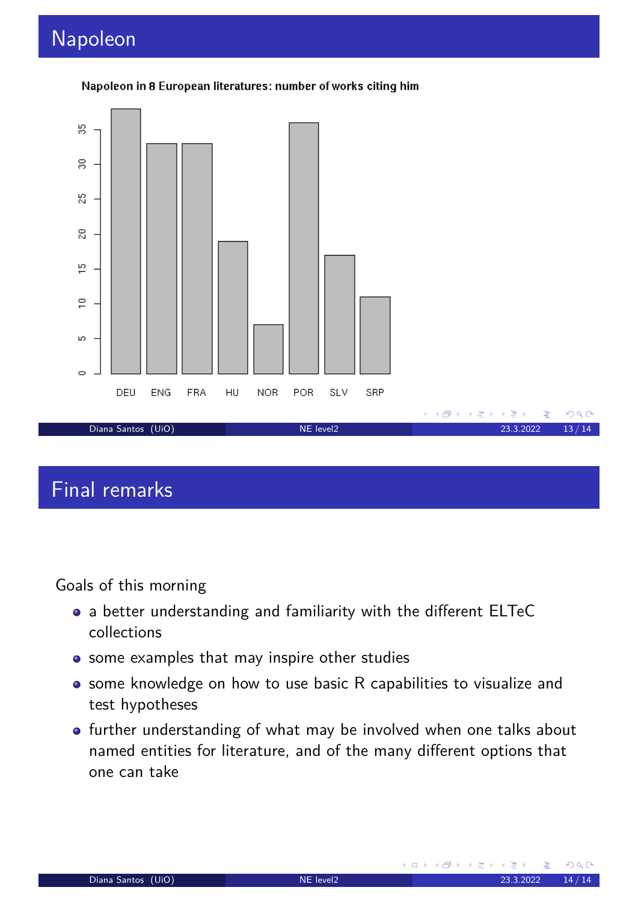# Napoleon

Napoleon in 8 European literatures: number of works citing him

0
5
10
15
20
25
30
35

DEU ENG FRA HU NOR POR SLV SRP

# Final remarks

Goals of this morning

- a better understanding and familiarity with the different ELTeC collections
- some examples that may inspire other studies
- some knowledge on how to use basic R capabilities to visualize and test hypotheses
- further understanding of what may be involved when one talks about named entities for literature, and of the many different options that one can take